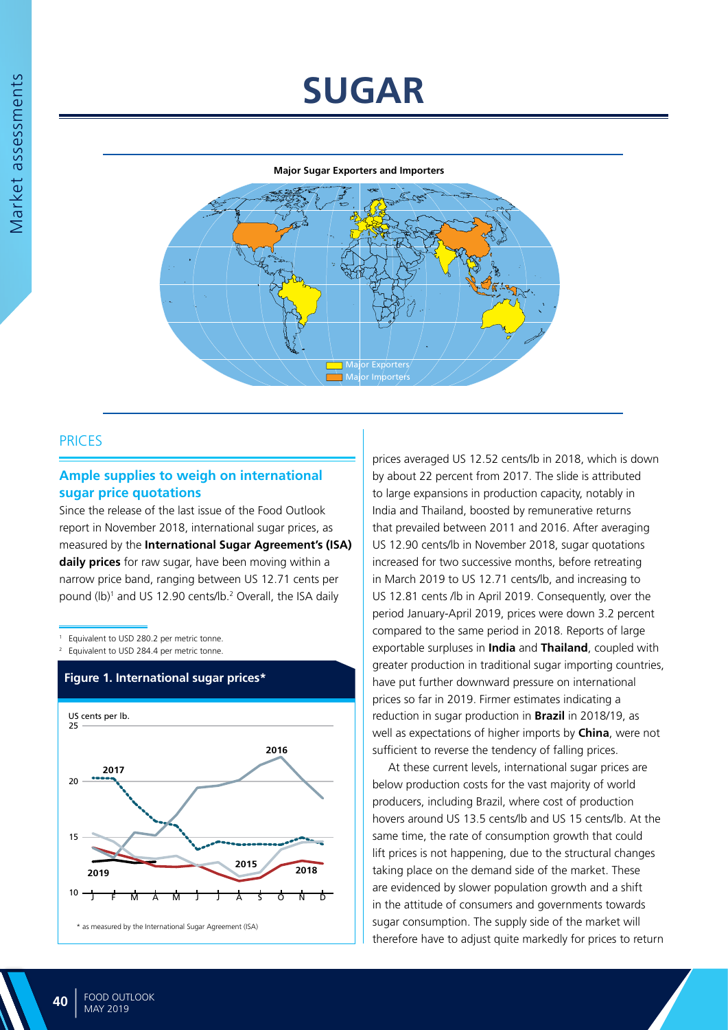# SUGAR

**Major Sugar Exporters and Importers**

Major Exporters
Major Importers

## PRICES

### Ample supplies to weigh on international sugar price quotations

Since the release of the last issue of the Food Outlook report in November 2018, international sugar prices, as measured by the **International Sugar Agreement's (ISA) daily prices** for raw sugar, have been moving within a narrow price band, ranging between US 12.71 cents per pound (lb)[1] and US 12.90 cents/lb.[2] Overall, the ISA daily prices averaged US 12.52 cents/lb in 2018, which is down by about 22 percent from 2017. The slide is attributed to large expansions in production capacity, notably in India and Thailand, boosted by remunerative returns that prevailed between 2011 and 2016. After averaging US 12.90 cents/lb in November 2018, sugar quotations increased for two successive months, before retreating in March 2019 to US 12.71 cents/lb, and increasing to US 12.81 cents /lb in April 2019. Consequently, over the period January-April 2019, prices were down 3.2 percent compared to the same period in 2018. Reports of large exportable surpluses in **India** and **Thailand**, coupled with greater production in traditional sugar importing countries, have put further downward pressure on international prices so far in 2019. Firmer estimates indicating a reduction in sugar production in **Brazil** in 2018/19, as well as expectations of higher imports by **China**, were not sufficient to reverse the tendency of falling prices.

At these current levels, international sugar prices are below production costs for the vast majority of world producers, including Brazil, where cost of production hovers around US 13.5 cents/lb and US 15 cents/lb. At the same time, the rate of consumption growth that could lift prices is not happening, due to the structural changes taking place on the demand side of the market. These are evidenced by slower population growth and a shift in the attitude of consumers and governments towards sugar consumption. The supply side of the market will therefore have to adjust quite markedly for prices to return

[1] Equivalent to USD 280.2 per metric tonne.

[2] Equivalent to USD 284.4 per metric tonne.

**Figure 1. International sugar prices***

US cents per lb.

2017, 2016, 2015, 2018, 2019

J F M A M J J A S O N D

\* as measured by the International Sugar Agreement (ISA)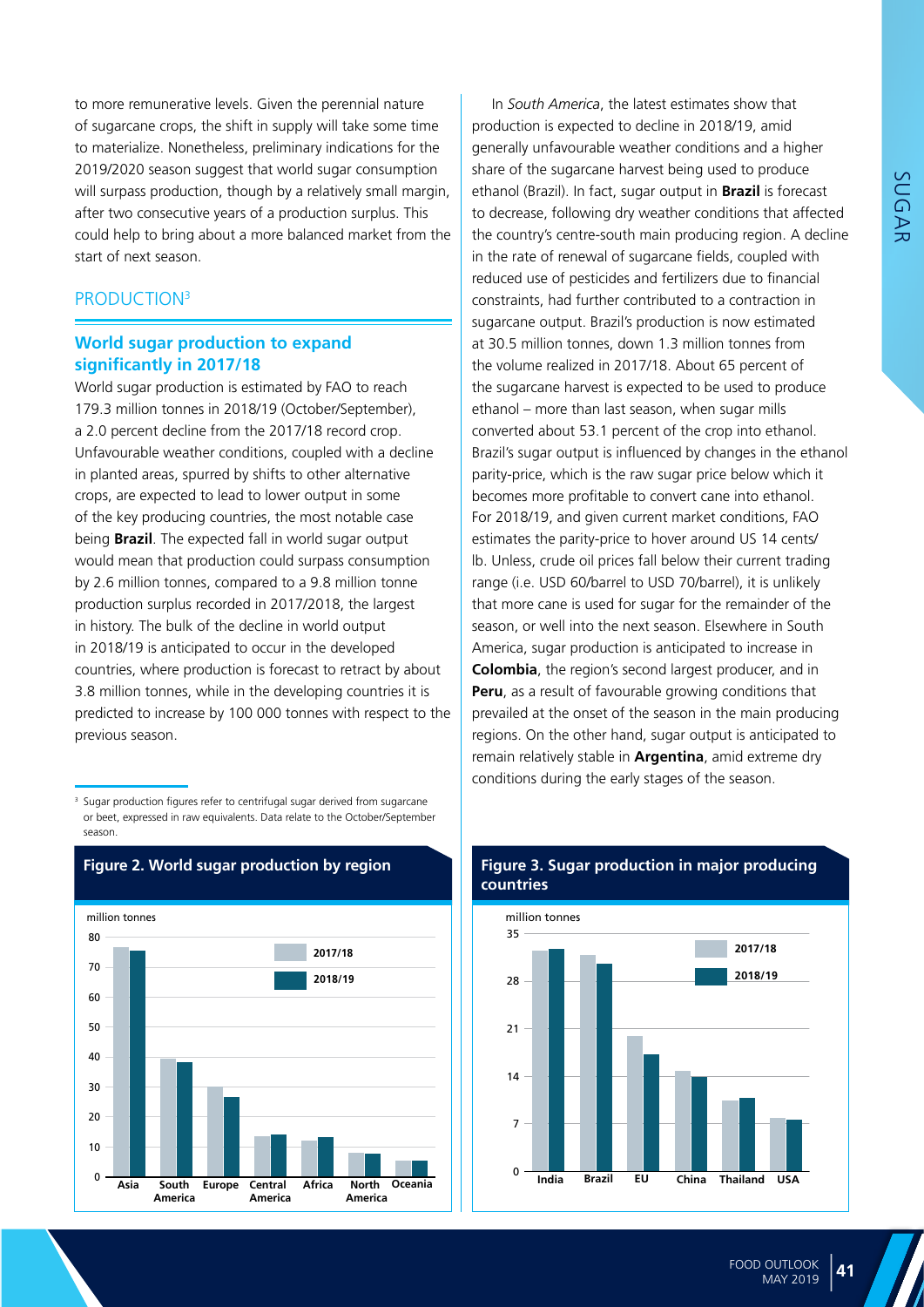to more remunerative levels. Given the perennial nature of sugarcane crops, the shift in supply will take some time to materialize. Nonetheless, preliminary indications for the 2019/2020 season suggest that world sugar consumption will surpass production, though by a relatively small margin, after two consecutive years of a production surplus. This could help to bring about a more balanced market from the start of next season.

## PRODUCTION[3]

### World sugar production to expand significantly in 2017/18

World sugar production is estimated by FAO to reach 179.3 million tonnes in 2018/19 (October/September), a 2.0 percent decline from the 2017/18 record crop. Unfavourable weather conditions, coupled with a decline in planted areas, spurred by shifts to other alternative crops, are expected to lead to lower output in some of the key producing countries, the most notable case being **Brazil**. The expected fall in world sugar output would mean that production could surpass consumption by 2.6 million tonnes, compared to a 9.8 million tonne production surplus recorded in 2017/2018, the largest in history. The bulk of the decline in world output in 2018/19 is anticipated to occur in the developed countries, where production is forecast to retract by about 3.8 million tonnes, while in the developing countries it is predicted to increase by 100 000 tonnes with respect to the previous season.

[3] Sugar production figures refer to centrifugal sugar derived from sugarcane or beet, expressed in raw equivalents. Data relate to the October/September season.

In *South America*, the latest estimates show that production is expected to decline in 2018/19, amid generally unfavourable weather conditions and a higher share of the sugarcane harvest being used to produce ethanol (Brazil). In fact, sugar output in **Brazil** is forecast to decrease, following dry weather conditions that affected the country's centre-south main producing region. A decline in the rate of renewal of sugarcane fields, coupled with reduced use of pesticides and fertilizers due to financial constraints, had further contributed to a contraction in sugarcane output. Brazil's production is now estimated at 30.5 million tonnes, down 1.3 million tonnes from the volume realized in 2017/18. About 65 percent of the sugarcane harvest is expected to be used to produce ethanol – more than last season, when sugar mills converted about 53.1 percent of the crop into ethanol. Brazil's sugar output is influenced by changes in the ethanol parity-price, which is the raw sugar price below which it becomes more profitable to convert cane into ethanol. For 2018/19, and given current market conditions, FAO estimates the parity-price to hover around US 14 cents/lb. Unless, crude oil prices fall below their current trading range (i.e. USD 60/barrel to USD 70/barrel), it is unlikely that more cane is used for sugar for the remainder of the season, or well into the next season. Elsewhere in South America, sugar production is anticipated to increase in **Colombia**, the region's second largest producer, and in **Peru**, as a result of favourable growing conditions that prevailed at the onset of the season in the main producing regions. On the other hand, sugar output is anticipated to remain relatively stable in **Argentina**, amid extreme dry conditions during the early stages of the season.

**Figure 2. World sugar production by region**

**Figure 3. Sugar production in major producing countries**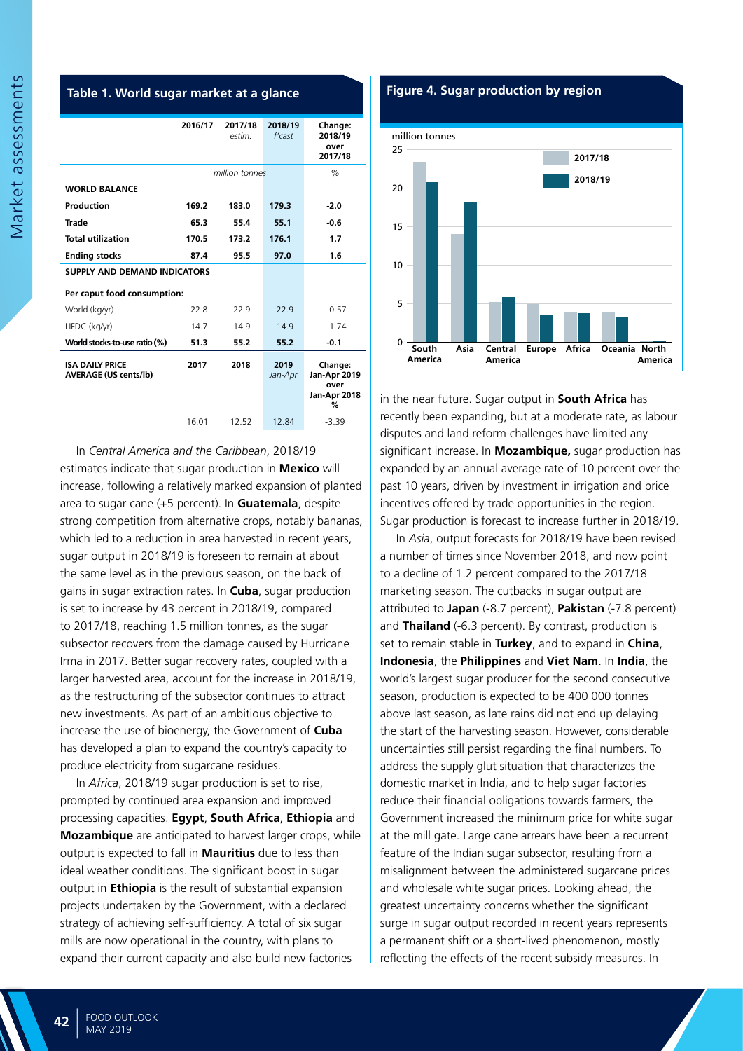### Table 1. World sugar market at a glance

| | 2016/17 | 2017/18 *estim.* | 2018/19 *f'cast* | Change: 2018/19 over 2017/18 |
|---|---|---|---|---|
| | | *million tonnes* | | % |
| **WORLD BALANCE** | | | | |
| **Production** | **169.2** | **183.0** | **179.3** | **-2.0** |
| **Trade** | **65.3** | **55.4** | **55.1** | **-0.6** |
| **Total utilization** | **170.5** | **173.2** | **176.1** | **1.7** |
| **Ending stocks** | **87.4** | **95.5** | **97.0** | **1.6** |
| **SUPPLY AND DEMAND INDICATORS** | | | | |
| **Per caput food consumption:** | | | | |
| World (kg/yr) | 22.8 | 22.9 | 22.9 | 0.57 |
| LIFDC (kg/yr) | 14.7 | 14.9 | 14.9 | 1.74 |
| **World stocks-to-use ratio (%)** | **51.3** | **55.2** | **55.2** | **-0.1** |
| **ISA DAILY PRICE AVERAGE (US cents/lb)** | **2017** | **2018** | **2019** *Jan-Apr* | **Change: Jan-Apr 2019 over Jan-Apr 2018 %** |
| | 16.01 | 12.52 | 12.84 | -3.39 |

### Figure 4. Sugar production by region

In *Central America and the Caribbean*, 2018/19 estimates indicate that sugar production in **Mexico** will increase, following a relatively marked expansion of planted area to sugar cane (+5 percent). In **Guatemala**, despite strong competition from alternative crops, notably bananas, which led to a reduction in area harvested in recent years, sugar output in 2018/19 is foreseen to remain at about the same level as in the previous season, on the back of gains in sugar extraction rates. In **Cuba**, sugar production is set to increase by 43 percent in 2018/19, compared to 2017/18, reaching 1.5 million tonnes, as the sugar subsector recovers from the damage caused by Hurricane Irma in 2017. Better sugar recovery rates, coupled with a larger harvested area, account for the increase in 2018/19, as the restructuring of the subsector continues to attract new investments. As part of an ambitious objective to increase the use of bioenergy, the Government of **Cuba** has developed a plan to expand the country's capacity to produce electricity from sugarcane residues.

In *Africa*, 2018/19 sugar production is set to rise, prompted by continued area expansion and improved processing capacities. **Egypt**, **South Africa**, **Ethiopia** and **Mozambique** are anticipated to harvest larger crops, while output is expected to fall in **Mauritius** due to less than ideal weather conditions. The significant boost in sugar output in **Ethiopia** is the result of substantial expansion projects undertaken by the Government, with a declared strategy of achieving self-sufficiency. A total of six sugar mills are now operational in the country, with plans to expand their current capacity and also build new factories in the near future. Sugar output in **South Africa** has recently been expanding, but at a moderate rate, as labour disputes and land reform challenges have limited any significant increase. In **Mozambique,** sugar production has expanded by an annual average rate of 10 percent over the past 10 years, driven by investment in irrigation and price incentives offered by trade opportunities in the region. Sugar production is forecast to increase further in 2018/19.

In *Asia*, output forecasts for 2018/19 have been revised a number of times since November 2018, and now point to a decline of 1.2 percent compared to the 2017/18 marketing season. The cutbacks in sugar output are attributed to **Japan** (-8.7 percent), **Pakistan** (-7.8 percent) and **Thailand** (-6.3 percent). By contrast, production is set to remain stable in **Turkey**, and to expand in **China**, **Indonesia**, the **Philippines** and **Viet Nam**. In **India**, the world's largest sugar producer for the second consecutive season, production is expected to be 400 000 tonnes above last season, as late rains did not end up delaying the start of the harvesting season. However, considerable uncertainties still persist regarding the final numbers. To address the supply glut situation that characterizes the domestic market in India, and to help sugar factories reduce their financial obligations towards farmers, the Government increased the minimum price for white sugar at the mill gate. Large cane arrears have been a recurrent feature of the Indian sugar subsector, resulting from a misalignment between the administered sugarcane prices and wholesale white sugar prices. Looking ahead, the greatest uncertainty concerns whether the significant surge in sugar output recorded in recent years represents a permanent shift or a short-lived phenomenon, mostly reflecting the effects of the recent subsidy measures. In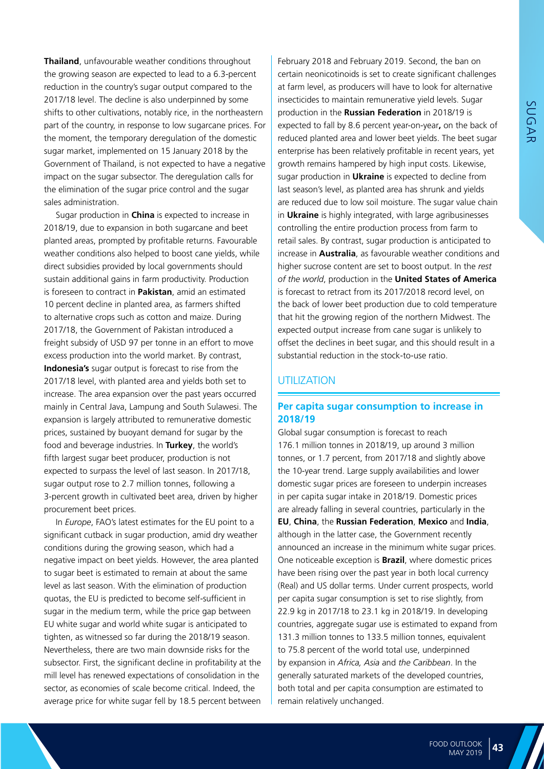**Thailand**, unfavourable weather conditions throughout the growing season are expected to lead to a 6.3-percent reduction in the country's sugar output compared to the 2017/18 level. The decline is also underpinned by some shifts to other cultivations, notably rice, in the northeastern part of the country, in response to low sugarcane prices. For the moment, the temporary deregulation of the domestic sugar market, implemented on 15 January 2018 by the Government of Thailand, is not expected to have a negative impact on the sugar subsector. The deregulation calls for the elimination of the sugar price control and the sugar sales administration.

Sugar production in **China** is expected to increase in 2018/19, due to expansion in both sugarcane and beet planted areas, prompted by profitable returns. Favourable weather conditions also helped to boost cane yields, while direct subsidies provided by local governments should sustain additional gains in farm productivity. Production is foreseen to contract in **Pakistan**, amid an estimated 10 percent decline in planted area, as farmers shifted to alternative crops such as cotton and maize. During 2017/18, the Government of Pakistan introduced a freight subsidy of USD 97 per tonne in an effort to move excess production into the world market. By contrast, **Indonesia's** sugar output is forecast to rise from the 2017/18 level, with planted area and yields both set to increase. The area expansion over the past years occurred mainly in Central Java, Lampung and South Sulawesi. The expansion is largely attributed to remunerative domestic prices, sustained by buoyant demand for sugar by the food and beverage industries. In **Turkey**, the world's fifth largest sugar beet producer, production is not expected to surpass the level of last season. In 2017/18, sugar output rose to 2.7 million tonnes, following a 3-percent growth in cultivated beet area, driven by higher procurement beet prices.

In *Europe*, FAO's latest estimates for the EU point to a significant cutback in sugar production, amid dry weather conditions during the growing season, which had a negative impact on beet yields. However, the area planted to sugar beet is estimated to remain at about the same level as last season. With the elimination of production quotas, the EU is predicted to become self-sufficient in sugar in the medium term, while the price gap between EU white sugar and world white sugar is anticipated to tighten, as witnessed so far during the 2018/19 season. Nevertheless, there are two main downside risks for the subsector. First, the significant decline in profitability at the mill level has renewed expectations of consolidation in the sector, as economies of scale become critical. Indeed, the average price for white sugar fell by 18.5 percent between February 2018 and February 2019. Second, the ban on certain neonicotinoids is set to create significant challenges at farm level, as producers will have to look for alternative insecticides to maintain remunerative yield levels. Sugar production in the **Russian Federation** in 2018/19 is expected to fall by 8.6 percent year-on-year**,** on the back of reduced planted area and lower beet yields. The beet sugar enterprise has been relatively profitable in recent years, yet growth remains hampered by high input costs. Likewise, sugar production in **Ukraine** is expected to decline from last season's level, as planted area has shrunk and yields are reduced due to low soil moisture. The sugar value chain in **Ukraine** is highly integrated, with large agribusinesses controlling the entire production process from farm to retail sales. By contrast, sugar production is anticipated to increase in **Australia**, as favourable weather conditions and higher sucrose content are set to boost output. In the *rest of the world*, production in the **United States of America** is forecast to retract from its 2017/2018 record level, on the back of lower beet production due to cold temperature that hit the growing region of the northern Midwest. The expected output increase from cane sugar is unlikely to offset the declines in beet sugar, and this should result in a substantial reduction in the stock-to-use ratio.

## UTILIZATION

### Per capita sugar consumption to increase in 2018/19

Global sugar consumption is forecast to reach 176.1 million tonnes in 2018/19, up around 3 million tonnes, or 1.7 percent, from 2017/18 and slightly above the 10-year trend. Large supply availabilities and lower domestic sugar prices are foreseen to underpin increases in per capita sugar intake in 2018/19. Domestic prices are already falling in several countries, particularly in the **EU**, **China**, the **Russian Federation**, **Mexico** and **India**, although in the latter case, the Government recently announced an increase in the minimum white sugar prices. One noticeable exception is **Brazil**, where domestic prices have been rising over the past year in both local currency (Real) and US dollar terms. Under current prospects, world per capita sugar consumption is set to rise slightly, from 22.9 kg in 2017/18 to 23.1 kg in 2018/19. In developing countries, aggregate sugar use is estimated to expand from 131.3 million tonnes to 133.5 million tonnes, equivalent to 75.8 percent of the world total use, underpinned by expansion in *Africa, Asia* and *the Caribbean*. In the generally saturated markets of the developed countries, both total and per capita consumption are estimated to remain relatively unchanged.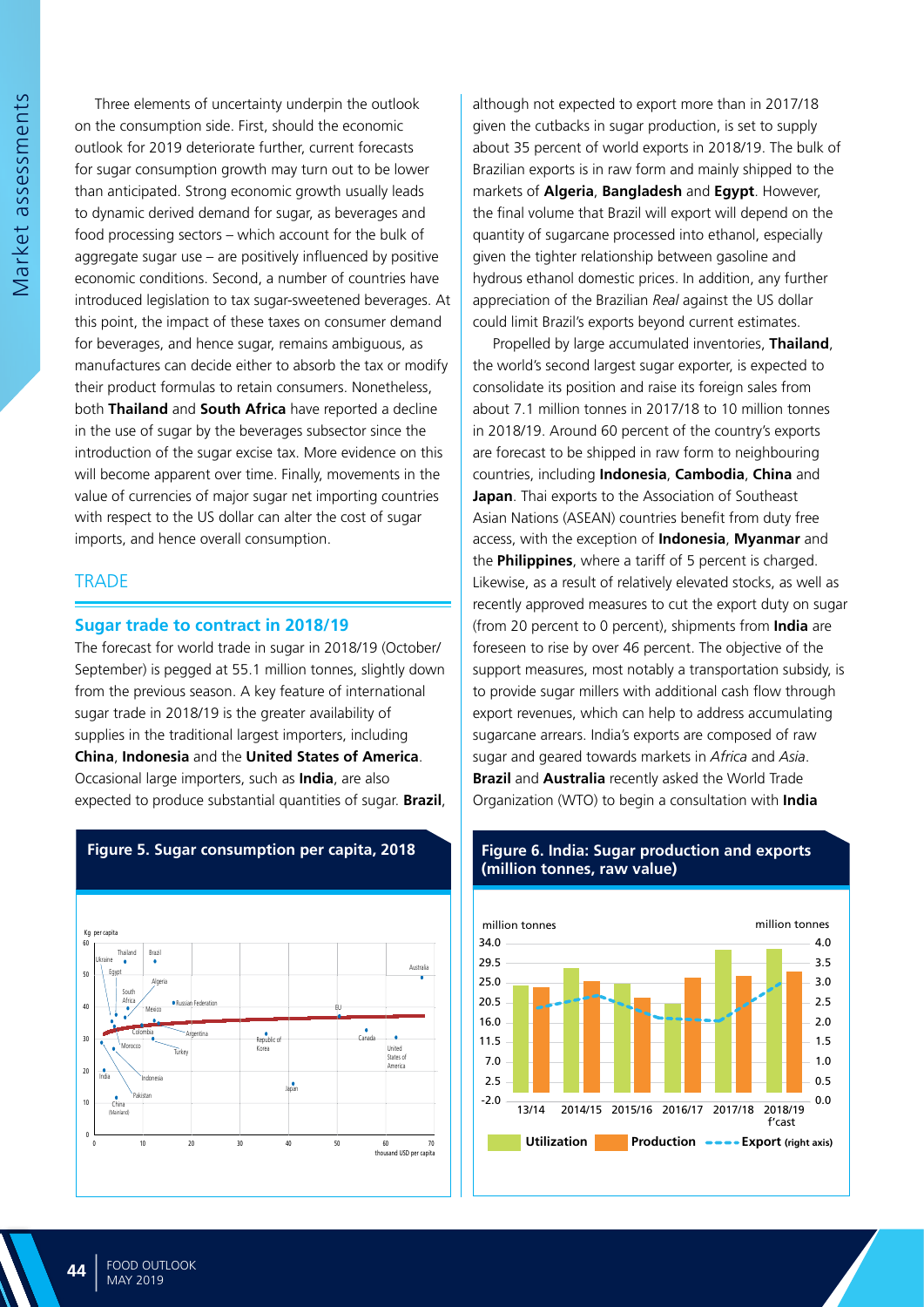Three elements of uncertainty underpin the outlook on the consumption side. First, should the economic outlook for 2019 deteriorate further, current forecasts for sugar consumption growth may turn out to be lower than anticipated. Strong economic growth usually leads to dynamic derived demand for sugar, as beverages and food processing sectors – which account for the bulk of aggregate sugar use – are positively influenced by positive economic conditions. Second, a number of countries have introduced legislation to tax sugar-sweetened beverages. At this point, the impact of these taxes on consumer demand for beverages, and hence sugar, remains ambiguous, as manufactures can decide either to absorb the tax or modify their product formulas to retain consumers. Nonetheless, both **Thailand** and **South Africa** have reported a decline in the use of sugar by the beverages subsector since the introduction of the sugar excise tax. More evidence on this will become apparent over time. Finally, movements in the value of currencies of major sugar net importing countries with respect to the US dollar can alter the cost of sugar imports, and hence overall consumption.

## TRADE

### Sugar trade to contract in 2018/19

The forecast for world trade in sugar in 2018/19 (October/September) is pegged at 55.1 million tonnes, slightly down from the previous season. A key feature of international sugar trade in 2018/19 is the greater availability of supplies in the traditional largest importers, including **China**, **Indonesia** and the **United States of America**. Occasional large importers, such as **India**, are also expected to produce substantial quantities of sugar. **Brazil**, although not expected to export more than in 2017/18 given the cutbacks in sugar production, is set to supply about 35 percent of world exports in 2018/19. The bulk of Brazilian exports is in raw form and mainly shipped to the markets of **Algeria**, **Bangladesh** and **Egypt**. However, the final volume that Brazil will export will depend on the quantity of sugarcane processed into ethanol, especially given the tighter relationship between gasoline and hydrous ethanol domestic prices. In addition, any further appreciation of the Brazilian *Real* against the US dollar could limit Brazil's exports beyond current estimates.

Propelled by large accumulated inventories, **Thailand**, the world's second largest sugar exporter, is expected to consolidate its position and raise its foreign sales from about 7.1 million tonnes in 2017/18 to 10 million tonnes in 2018/19. Around 60 percent of the country's exports are forecast to be shipped in raw form to neighbouring countries, including **Indonesia**, **Cambodia**, **China** and **Japan**. Thai exports to the Association of Southeast Asian Nations (ASEAN) countries benefit from duty free access, with the exception of **Indonesia**, **Myanmar** and the **Philippines**, where a tariff of 5 percent is charged. Likewise, as a result of relatively elevated stocks, as well as recently approved measures to cut the export duty on sugar (from 20 percent to 0 percent), shipments from **India** are foreseen to rise by over 46 percent. The objective of the support measures, most notably a transportation subsidy, is to provide sugar millers with additional cash flow through export revenues, which can help to address accumulating sugarcane arrears. India's exports are composed of raw sugar and geared towards markets in *Africa* and *Asia*. **Brazil** and **Australia** recently asked the World Trade Organization (WTO) to begin a consultation with **India**

**Figure 5. Sugar consumption per capita, 2018**

**Figure 6. India: Sugar production and exports (million tonnes, raw value)**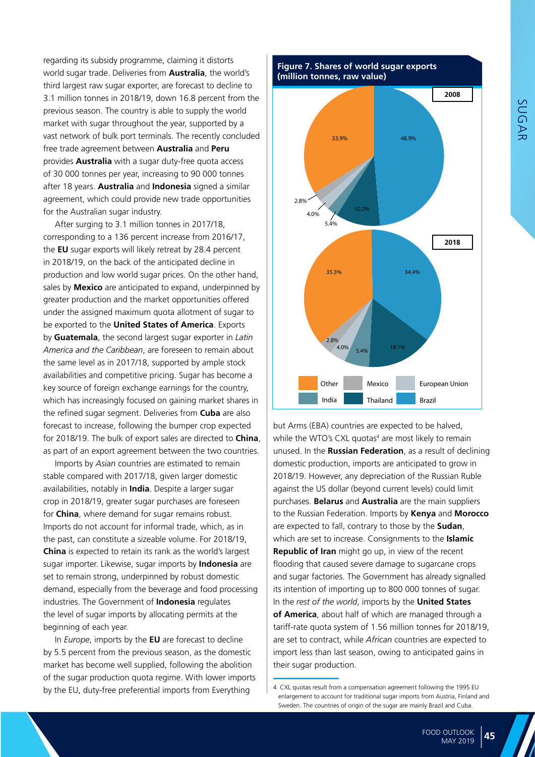regarding its subsidy programme, claiming it distorts world sugar trade. Deliveries from **Australia**, the world's third largest raw sugar exporter, are forecast to decline to 3.1 million tonnes in 2018/19, down 16.8 percent from the previous season. The country is able to supply the world market with sugar throughout the year, supported by a vast network of bulk port terminals. The recently concluded free trade agreement between **Australia** and **Peru** provides **Australia** with a sugar duty-free quota access of 30 000 tonnes per year, increasing to 90 000 tonnes after 18 years. **Australia** and **Indonesia** signed a similar agreement, which could provide new trade opportunities for the Australian sugar industry.

After surging to 3.1 million tonnes in 2017/18, corresponding to a 136 percent increase from 2016/17, the **EU** sugar exports will likely retreat by 28.4 percent in 2018/19, on the back of the anticipated decline in production and low world sugar prices. On the other hand, sales by **Mexico** are anticipated to expand, underpinned by greater production and the market opportunities offered under the assigned maximum quota allotment of sugar to be exported to the **United States of America**. Exports by **Guatemala**, the second largest sugar exporter in *Latin America and the Caribbean*, are foreseen to remain about the same level as in 2017/18, supported by ample stock availabilities and competitive pricing. Sugar has become a key source of foreign exchange earnings for the country, which has increasingly focused on gaining market shares in the refined sugar segment. Deliveries from **Cuba** are also forecast to increase, following the bumper crop expected for 2018/19. The bulk of export sales are directed to **China**, as part of an export agreement between the two countries.

Imports by *Asian* countries are estimated to remain stable compared with 2017/18, given larger domestic availabilities, notably in **India**. Despite a larger sugar crop in 2018/19, greater sugar purchases are foreseen for **China**, where demand for sugar remains robust. Imports do not account for informal trade, which, as in the past, can constitute a sizeable volume. For 2018/19, **China** is expected to retain its rank as the world's largest sugar importer. Likewise, sugar imports by **Indonesia** are set to remain strong, underpinned by robust domestic demand, especially from the beverage and food processing industries. The Government of **Indonesia** regulates the level of sugar imports by allocating permits at the beginning of each year.

In *Europe*, imports by the **EU** are forecast to decline by 5.5 percent from the previous season, as the domestic market has become well supplied, following the abolition of the sugar production quota regime. With lower imports by the EU, duty-free preferential imports from Everything but Arms (EBA) countries are expected to be halved, while the WTO's CXL quotas[4] are most likely to remain unused. In the **Russian Federation**, as a result of declining domestic production, imports are anticipated to grow in 2018/19. However, any depreciation of the Russian Ruble against the US dollar (beyond current levels) could limit purchases. **Belarus** and **Australia** are the main suppliers to the Russian Federation. Imports by **Kenya** and **Morocco** are expected to fall, contrary to those by the **Sudan**, which are set to increase. Consignments to the **Islamic Republic of Iran** might go up, in view of the recent flooding that caused severe damage to sugarcane crops and sugar factories. The Government has already signalled its intention of importing up to 800 000 tonnes of sugar. In the *rest of the world*, imports by the **United States of America**, about half of which are managed through a tariff-rate quota system of 1.56 million tonnes for 2018/19, are set to contract, while *African* countries are expected to import less than last season, owing to anticipated gains in their sugar production.

**Figure 7. Shares of world sugar exports (million tonnes, raw value)**

2008

33.9%
48.9%
10.2%
5.4%
4.0%
2.8%

2018

35.3%
34.4%
18.1%
5.4%
4.0%
2.8%

Other
Mexico
European Union
India
Thailand
Brazil

[4] CXL quotas result from a compensation agreement following the 1995 EU enlargement to account for traditional sugar imports from Austria, Finland and Sweden. The countries of origin of the sugar are mainly Brazil and Cuba.